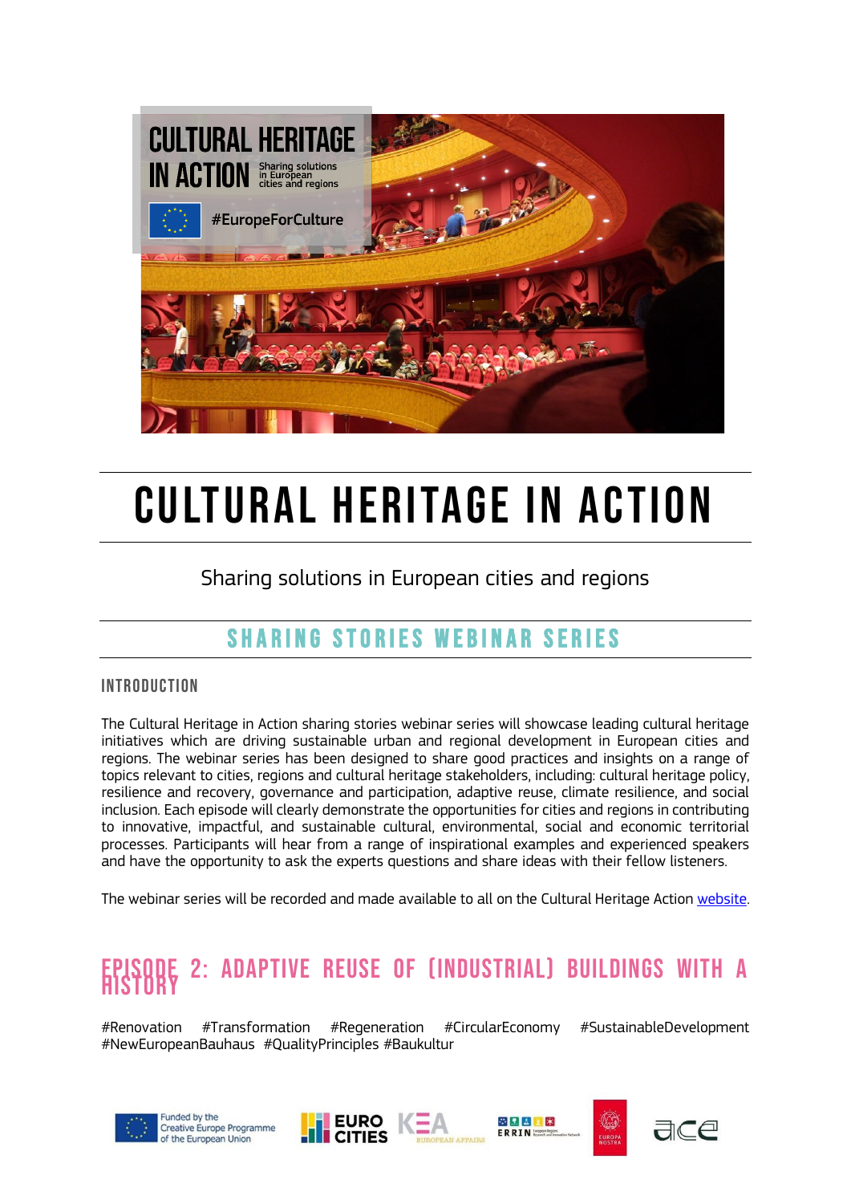# CULTURAL HERITAGE IN ACTION

Sharing solutions in European cities and regions

## SHARING STORIES WEBINAR SERIES

### INTRODUCTION

The Cultural Heritage in Action sharing stories webinar series will showcase leading cultural heritage initiatives which are driving sustainable urban and regional development in European cities and regions. The webinar series has been designed to share good practices and insights on a range of topics relevant to cities, regions and cultural heritage stakeholders, including: cultural heritage policy, resilience and recovery, governance and participation, adaptive reuse, climate resilience, and social inclusion. Each episode will clearly demonstrate the opportunities for cities and regions in contributing to innovative, impactful, and sustainable cultural, environmental, social and economic territorial processes. Participants will hear from a range of inspirational examples and experienced speakers and have the opportunity to ask the experts questions and share ideas with their fellow listeners.

The webinar series will be recorded and made available to all on the Cultural Heritage Action [website](website).

## EPISODE 2: ADAPTIVE REUSE OF (INDUSTRIAL) BUILDINGS WITH A HISTORY

#Renovation #Transformation #Regeneration #CircularEconomy #SustainableDevelopment #NewEuropeanBauhaus #QualityPrinciples #Baukultur

Funded by the Creative Europe Programme of the European Union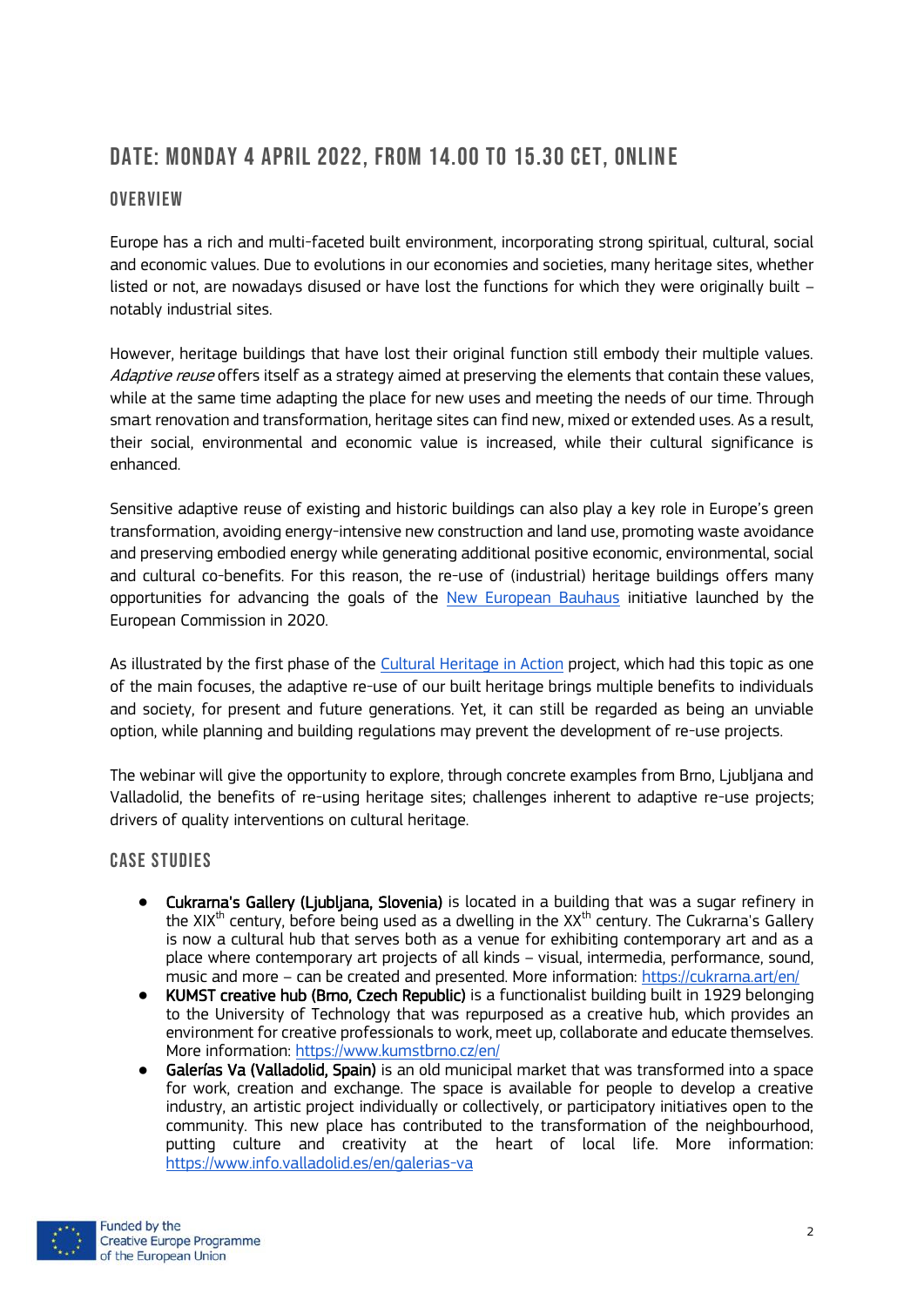## DATE: MONDAY 4 APRIL 2022, FROM 14.00 TO 15.30 CET, ONLINE

### OVERVIEW

Europe has a rich and multi-faceted built environment, incorporating strong spiritual, cultural, social and economic values. Due to evolutions in our economies and societies, many heritage sites, whether listed or not, are nowadays disused or have lost the functions for which they were originally built – notably industrial sites.

However, heritage buildings that have lost their original function still embody their multiple values. *Adaptive reuse* offers itself as a strategy aimed at preserving the elements that contain these values, while at the same time adapting the place for new uses and meeting the needs of our time. Through smart renovation and transformation, heritage sites can find new, mixed or extended uses. As a result, their social, environmental and economic value is increased, while their cultural significance is enhanced.

Sensitive adaptive reuse of existing and historic buildings can also play a key role in Europe's green transformation, avoiding energy-intensive new construction and land use, promoting waste avoidance and preserving embodied energy while generating additional positive economic, environmental, social and cultural co-benefits. For this reason, the re-use of (industrial) heritage buildings offers many opportunities for advancing the goals of the [New European Bauhaus] initiative launched by the European Commission in 2020.

As illustrated by the first phase of the [Cultural Heritage in Action] project, which had this topic as one of the main focuses, the adaptive re-use of our built heritage brings multiple benefits to individuals and society, for present and future generations. Yet, it can still be regarded as being an unviable option, while planning and building regulations may prevent the development of re-use projects.

The webinar will give the opportunity to explore, through concrete examples from Brno, Ljubljana and Valladolid, the benefits of re-using heritage sites; challenges inherent to adaptive re-use projects; drivers of quality interventions on cultural heritage.

### CASE STUDIES

- **Cukrarna's Gallery (Ljubljana, Slovenia)** is located in a building that was a sugar refinery in the XIX$^{th}$ century, before being used as a dwelling in the XX$^{th}$ century. The Cukrarna's Gallery is now a cultural hub that serves both as a venue for exhibiting contemporary art and as a place where contemporary art projects of all kinds – visual, intermedia, performance, sound, music and more – can be created and presented. More information: https://cukrarna.art/en/
- **KUMST creative hub (Brno, Czech Republic)** is a functionalist building built in 1929 belonging to the University of Technology that was repurposed as a creative hub, which provides an environment for creative professionals to work, meet up, collaborate and educate themselves. More information: https://www.kumstbrno.cz/en/
- **Galerías Va (Valladolid, Spain)** is an old municipal market that was transformed into a space for work, creation and exchange. The space is available for people to develop a creative industry, an artistic project individually or collectively, or participatory initiatives open to the community. This new place has contributed to the transformation of the neighbourhood, putting culture and creativity at the heart of local life. More information: https://www.info.valladolid.es/en/galerias-va

Funded by the Creative Europe Programme of the European Union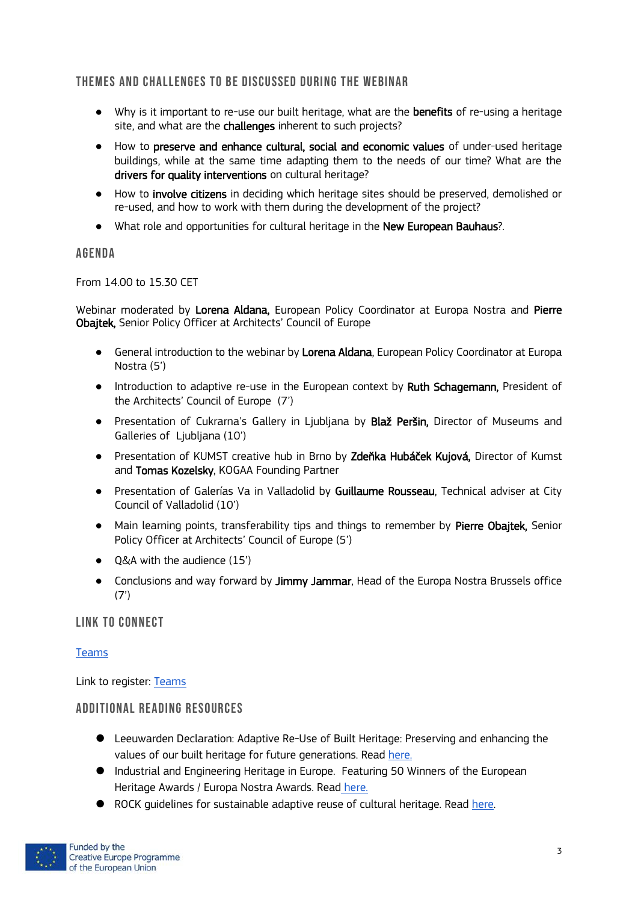## THEMES AND CHALLENGES TO BE DISCUSSED DURING THE WEBINAR

- Why is it important to re-use our built heritage, what are the **benefits** of re-using a heritage site, and what are the **challenges** inherent to such projects?
- How to **preserve and enhance cultural, social and economic values** of under-used heritage buildings, while at the same time adapting them to the needs of our time? What are the **drivers for quality interventions** on cultural heritage?
- How to **involve citizens** in deciding which heritage sites should be preserved, demolished or re-used, and how to work with them during the development of the project?
- What role and opportunities for cultural heritage in the **New European Bauhaus**?.

## AGENDA

From 14.00 to 15.30 CET

Webinar moderated by **Lorena Aldana,** European Policy Coordinator at Europa Nostra and **Pierre Obajtek,** Senior Policy Officer at Architects' Council of Europe

- General introduction to the webinar by **Lorena Aldana**, European Policy Coordinator at Europa Nostra (5')
- Introduction to adaptive re-use in the European context by **Ruth Schagemann,** President of the Architects' Council of Europe (7')
- Presentation of Cukrarna's Gallery in Ljubljana by **Blaž Peršin,** Director of Museums and Galleries of Ljubljana (10')
- Presentation of KUMST creative hub in Brno by **Zdeňka Hubáček Kujová,** Director of Kumst and **Tomas Kozelsky**, KOGAA Founding Partner
- Presentation of Galerías Va in Valladolid by **Guillaume Rousseau**, Technical adviser at City Council of Valladolid (10')
- Main learning points, transferability tips and things to remember by **Pierre Obajtek,** Senior Policy Officer at Architects' Council of Europe (5')
- Q&A with the audience (15')
- Conclusions and way forward by **Jimmy Jammar**, Head of the Europa Nostra Brussels office (7')

## LINK TO CONNECT

Teams

Link to register: Teams

## ADDITIONAL READING RESOURCES

- Leeuwarden Declaration: Adaptive Re-Use of Built Heritage: Preserving and enhancing the values of our built heritage for future generations. Read here.
- Industrial and Engineering Heritage in Europe. Featuring 50 Winners of the European Heritage Awards / Europa Nostra Awards. Read here.
- ROCK guidelines for sustainable adaptive reuse of cultural heritage. Read here.

Funded by the Creative Europe Programme of the European Union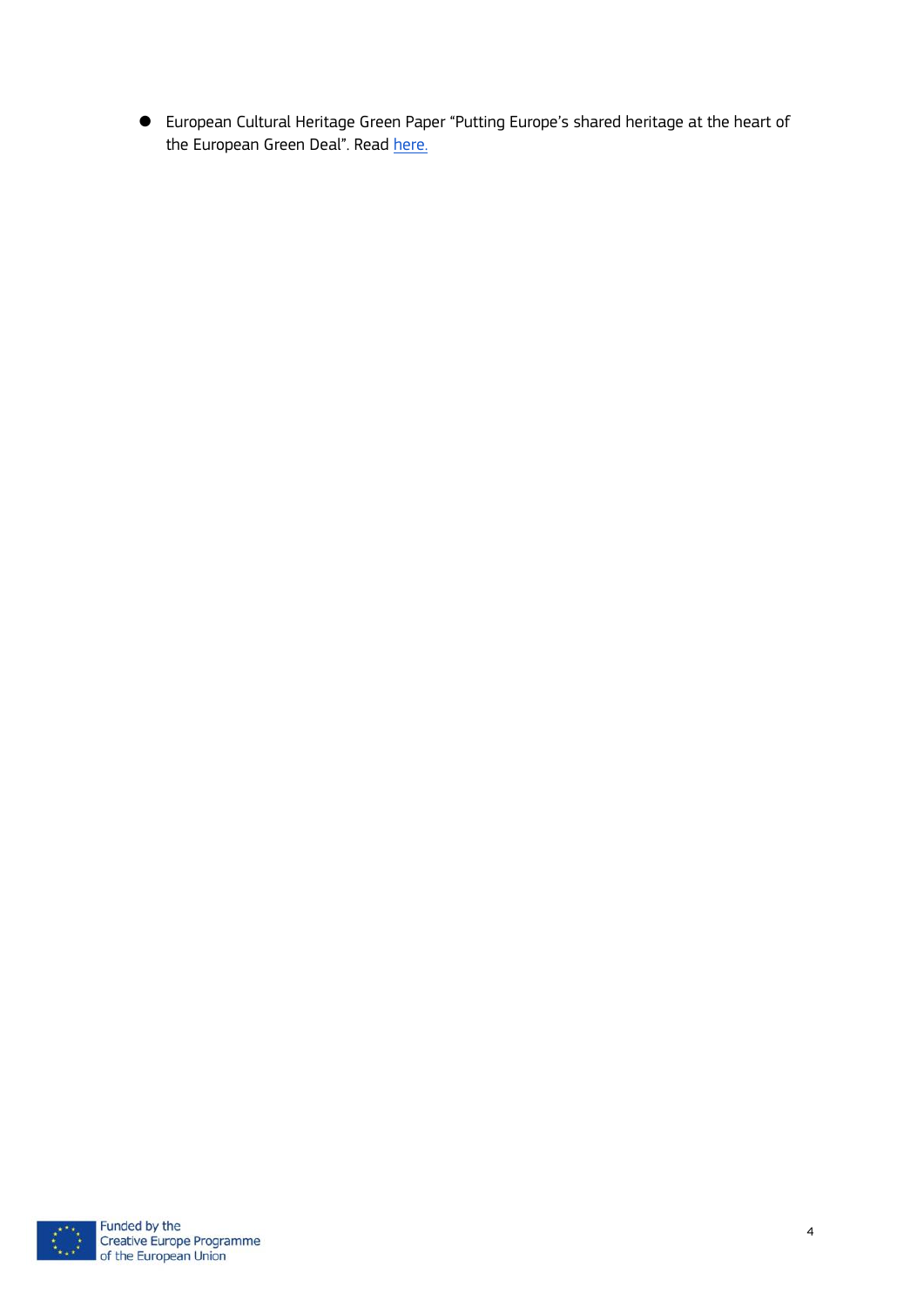- European Cultural Heritage Green Paper “Putting Europe’s shared heritage at the heart of the European Green Deal”. Read here.